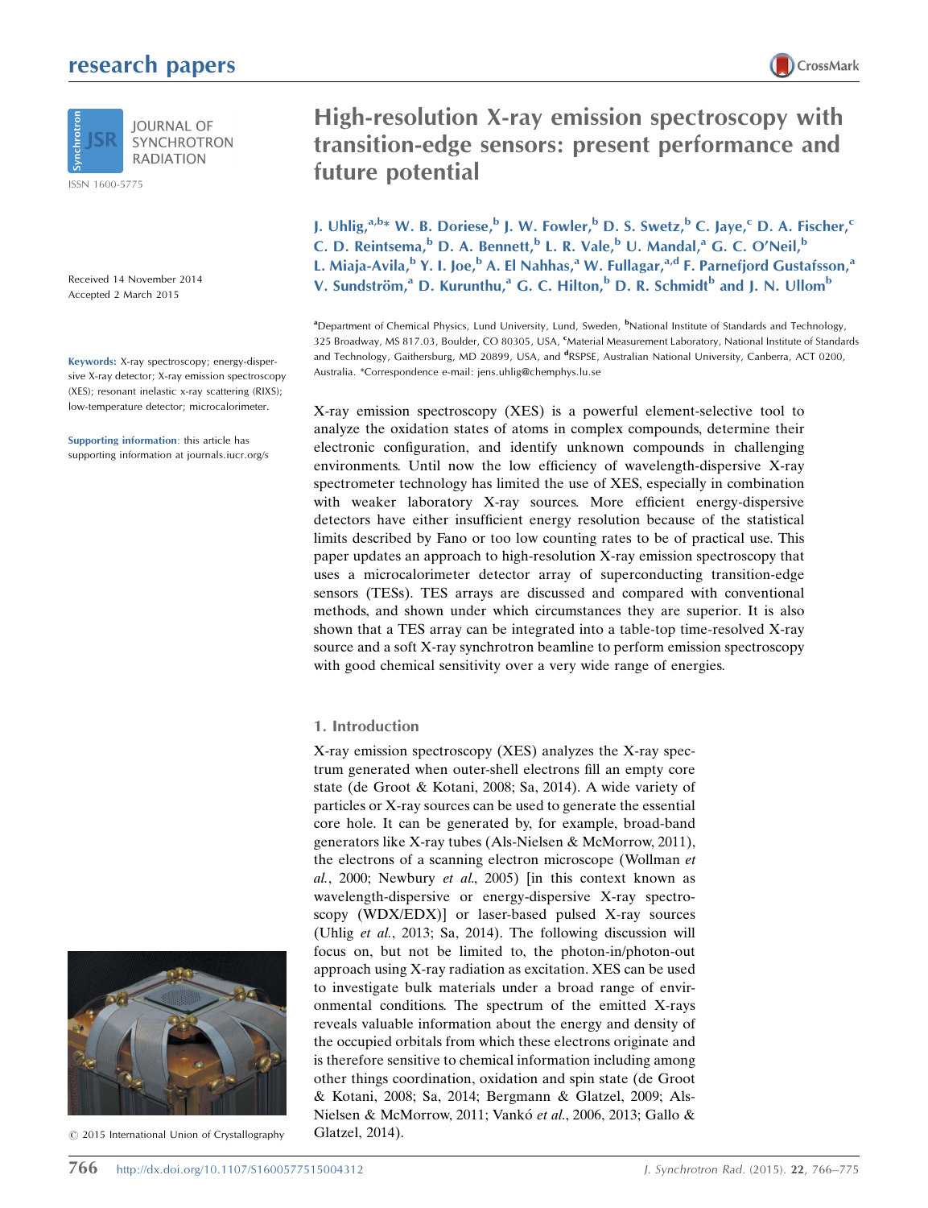# High-resolution X-ray emission spectroscopy with transition-edge sensors: present performance and future potential

J. Uhlig,[a,b]* W. B. Doriese,[b] J. W. Fowler,[b] D. S. Swetz,[b] C. Jaye,[c] D. A. Fischer,[c] C. D. Reintsema,[b] D. A. Bennett,[b] L. R. Vale,[b] U. Mandal,[a] G. C. O'Neil,[b] L. Miaja-Avila,[b] Y. I. Joe,[b] A. El Nahhas,[a] W. Fullagar,[a,d] F. Parnefjord Gustafsson,[a] V. Sundström,[a] D. Kurunthu,[a] G. C. Hilton,[b] D. R. Schmidt[b] and J. N. Ullom[b]

[a]Department of Chemical Physics, Lund University, Lund, Sweden, [b]National Institute of Standards and Technology, 325 Broadway, MS 817.03, Boulder, CO 80305, USA, [c]Material Measurement Laboratory, National Institute of Standards and Technology, Gaithersburg, MD 20899, USA, and [d]RSPSE, Australian National University, Canberra, ACT 0200, Australia. *Correspondence e-mail: jens.uhlig@chemphys.lu.se

Received 14 November 2014
Accepted 2 March 2015

**Keywords:** X-ray spectroscopy; energy-dispersive X-ray detector; X-ray emission spectroscopy (XES); resonant inelastic x-ray scattering (RIXS); low-temperature detector; microcalorimeter.

**Supporting information**: this article has supporting information at journals.iucr.org/s

X-ray emission spectroscopy (XES) is a powerful element-selective tool to analyze the oxidation states of atoms in complex compounds, determine their electronic configuration, and identify unknown compounds in challenging environments. Until now the low efficiency of wavelength-dispersive X-ray spectrometer technology has limited the use of XES, especially in combination with weaker laboratory X-ray sources. More efficient energy-dispersive detectors have either insufficient energy resolution because of the statistical limits described by Fano or too low counting rates to be of practical use. This paper updates an approach to high-resolution X-ray emission spectroscopy that uses a microcalorimeter detector array of superconducting transition-edge sensors (TESs). TES arrays are discussed and compared with conventional methods, and shown under which circumstances they are superior. It is also shown that a TES array can be integrated into a table-top time-resolved X-ray source and a soft X-ray synchrotron beamline to perform emission spectroscopy with good chemical sensitivity over a very wide range of energies.

## 1. Introduction

X-ray emission spectroscopy (XES) analyzes the X-ray spectrum generated when outer-shell electrons fill an empty core state (de Groot & Kotani, 2008; Sa, 2014). A wide variety of particles or X-ray sources can be used to generate the essential core hole. It can be generated by, for example, broad-band generators like X-ray tubes (Als-Nielsen & McMorrow, 2011), the electrons of a scanning electron microscope (Wollman *et al.*, 2000; Newbury *et al.*, 2005) [in this context known as wavelength-dispersive or energy-dispersive X-ray spectroscopy (WDX/EDX)] or laser-based pulsed X-ray sources (Uhlig *et al.*, 2013; Sa, 2014). The following discussion will focus on, but not be limited to, the photon-in/photon-out approach using X-ray radiation as excitation. XES can be used to investigate bulk materials under a broad range of environmental conditions. The spectrum of the emitted X-rays reveals valuable information about the energy and density of the occupied orbitals from which these electrons originate and is therefore sensitive to chemical information including among other things coordination, oxidation and spin state (de Groot & Kotani, 2008; Sa, 2014; Bergmann & Glatzel, 2009; Als-Nielsen & McMorrow, 2011; Vankó *et al.*, 2006, 2013; Gallo & Glatzel, 2014).

© 2015 International Union of Crystallography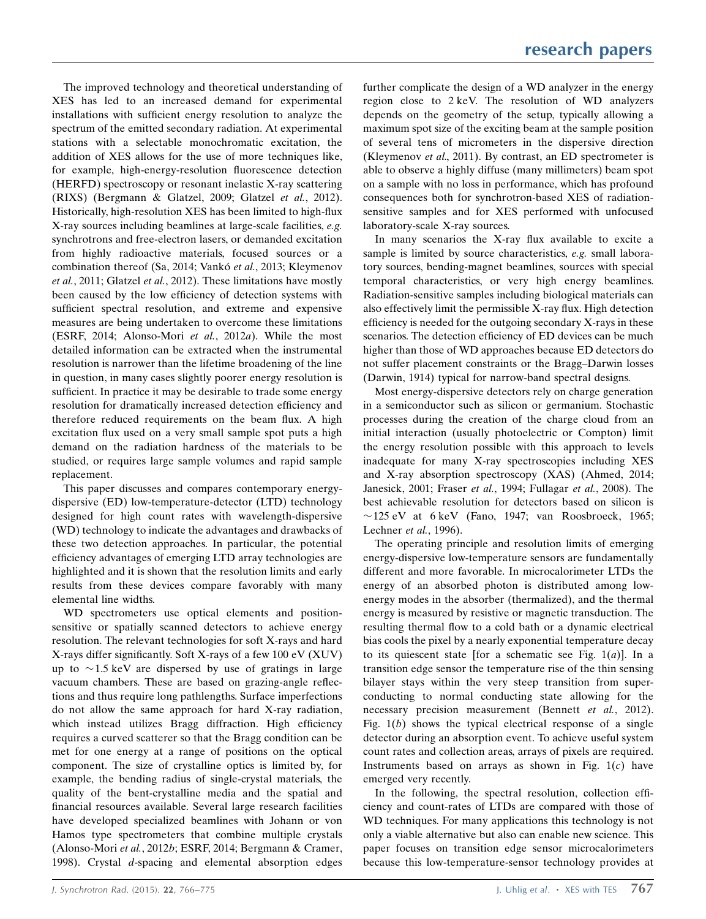The improved technology and theoretical understanding of XES has led to an increased demand for experimental installations with sufficient energy resolution to analyze the spectrum of the emitted secondary radiation. At experimental stations with a selectable monochromatic excitation, the addition of XES allows for the use of more techniques like, for example, high-energy-resolution fluorescence detection (HERFD) spectroscopy or resonant inelastic X-ray scattering (RIXS) (Bergmann & Glatzel, 2009; Glatzel *et al.*, 2012). Historically, high-resolution XES has been limited to high-flux X-ray sources including beamlines at large-scale facilities, *e.g.* synchrotrons and free-electron lasers, or demanded excitation from highly radioactive materials, focused sources or a combination thereof (Sa, 2014; Vankó *et al.*, 2013; Kleymenov *et al.*, 2011; Glatzel *et al.*, 2012). These limitations have mostly been caused by the low efficiency of detection systems with sufficient spectral resolution, and extreme and expensive measures are being undertaken to overcome these limitations (ESRF, 2014; Alonso-Mori *et al.*, 2012*a*). While the most detailed information can be extracted when the instrumental resolution is narrower than the lifetime broadening of the line in question, in many cases slightly poorer energy resolution is sufficient. In practice it may be desirable to trade some energy resolution for dramatically increased detection efficiency and therefore reduced requirements on the beam flux. A high excitation flux used on a very small sample spot puts a high demand on the radiation hardness of the materials to be studied, or requires large sample volumes and rapid sample replacement.

This paper discusses and compares contemporary energy-dispersive (ED) low-temperature-detector (LTD) technology designed for high count rates with wavelength-dispersive (WD) technology to indicate the advantages and drawbacks of these two detection approaches. In particular, the potential efficiency advantages of emerging LTD array technologies are highlighted and it is shown that the resolution limits and early results from these devices compare favorably with many elemental line widths.

WD spectrometers use optical elements and position-sensitive or spatially scanned detectors to achieve energy resolution. The relevant technologies for soft X-rays and hard X-rays differ significantly. Soft X-rays of a few 100 eV (XUV) up to ~1.5 keV are dispersed by use of gratings in large vacuum chambers. These are based on grazing-angle reflections and thus require long pathlengths. Surface imperfections do not allow the same approach for hard X-ray radiation, which instead utilizes Bragg diffraction. High efficiency requires a curved scatterer so that the Bragg condition can be met for one energy at a range of positions on the optical component. The size of crystalline optics is limited by, for example, the bending radius of single-crystal materials, the quality of the bent-crystalline media and the spatial and financial resources available. Several large research facilities have developed specialized beamlines with Johann or von Hamos type spectrometers that combine multiple crystals (Alonso-Mori *et al.*, 2012*b*; ESRF, 2014; Bergmann & Cramer, 1998). Crystal *d*-spacing and elemental absorption edges further complicate the design of a WD analyzer in the energy region close to 2 keV. The resolution of WD analyzers depends on the geometry of the setup, typically allowing a maximum spot size of the exciting beam at the sample position of several tens of micrometers in the dispersive direction (Kleymenov *et al.*, 2011). By contrast, an ED spectrometer is able to observe a highly diffuse (many millimeters) beam spot on a sample with no loss in performance, which has profound consequences both for synchrotron-based XES of radiation-sensitive samples and for XES performed with unfocused laboratory-scale X-ray sources.

In many scenarios the X-ray flux available to excite a sample is limited by source characteristics, *e.g.* small laboratory sources, bending-magnet beamlines, sources with special temporal characteristics, or very high energy beamlines. Radiation-sensitive samples including biological materials can also effectively limit the permissible X-ray flux. High detection efficiency is needed for the outgoing secondary X-rays in these scenarios. The detection efficiency of ED devices can be much higher than those of WD approaches because ED detectors do not suffer placement constraints or the Bragg–Darwin losses (Darwin, 1914) typical for narrow-band spectral designs.

Most energy-dispersive detectors rely on charge generation in a semiconductor such as silicon or germanium. Stochastic processes during the creation of the charge cloud from an initial interaction (usually photoelectric or Compton) limit the energy resolution possible with this approach to levels inadequate for many X-ray spectroscopies including XES and X-ray absorption spectroscopy (XAS) (Ahmed, 2014; Janesick, 2001; Fraser *et al.*, 1994; Fullagar *et al.*, 2008). The best achievable resolution for detectors based on silicon is ~125 eV at 6 keV (Fano, 1947; van Roosbroeck, 1965; Lechner *et al.*, 1996).

The operating principle and resolution limits of emerging energy-dispersive low-temperature sensors are fundamentally different and more favorable. In microcalorimeter LTDs the energy of an absorbed photon is distributed among low-energy modes in the absorber (thermalized), and the thermal energy is measured by resistive or magnetic transduction. The resulting thermal flow to a cold bath or a dynamic electrical bias cools the pixel by a nearly exponential temperature decay to its quiescent state [for a schematic see Fig. 1(*a*)]. In a transition edge sensor the temperature rise of the thin sensing bilayer stays within the very steep transition from superconducting to normal conducting state allowing for the necessary precision measurement (Bennett *et al.*, 2012). Fig. 1(*b*) shows the typical electrical response of a single detector during an absorption event. To achieve useful system count rates and collection areas, arrays of pixels are required. Instruments based on arrays as shown in Fig. 1(*c*) have emerged very recently.

In the following, the spectral resolution, collection efficiency and count-rates of LTDs are compared with those of WD techniques. For many applications this technology is not only a viable alternative but also can enable new science. This paper focuses on transition edge sensor microcalorimeters because this low-temperature-sensor technology provides at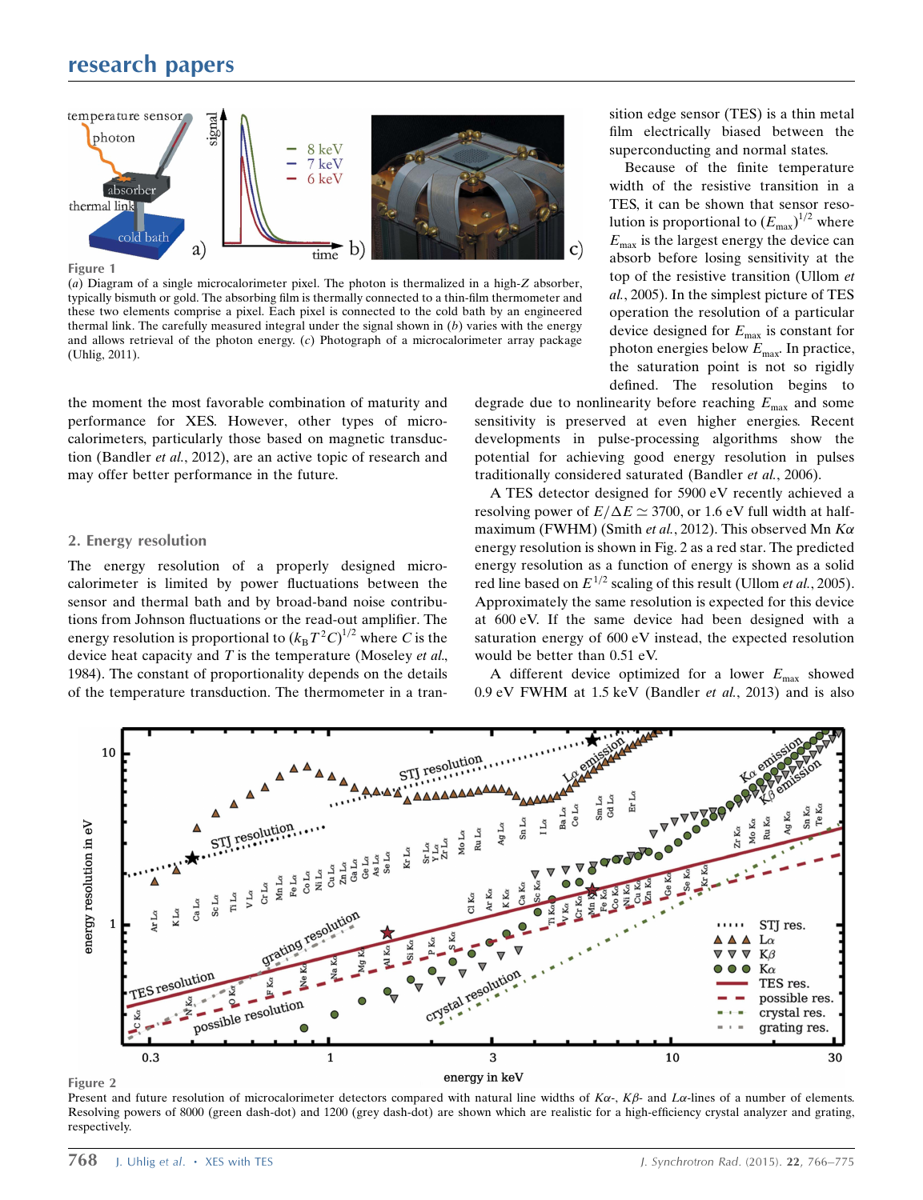Figure 1

(*a*) Diagram of a single microcalorimeter pixel. The photon is thermalized in a high-*Z* absorber, typically bismuth or gold. The absorbing film is thermally connected to a thin-film thermometer and these two elements comprise a pixel. Each pixel is connected to the cold bath by an engineered thermal link. The carefully measured integral under the signal shown in (*b*) varies with the energy and allows retrieval of the photon energy. (*c*) Photograph of a microcalorimeter array package (Uhlig, 2011).

the moment the most favorable combination of maturity and performance for XES. However, other types of microcalorimeters, particularly those based on magnetic transduction (Bandler *et al.*, 2012), are an active topic of research and may offer better performance in the future.

## 2. Energy resolution

The energy resolution of a properly designed microcalorimeter is limited by power fluctuations between the sensor and thermal bath and by broad-band noise contributions from Johnson fluctuations or the read-out amplifier. The energy resolution is proportional to $(k_B T^2 C)^{1/2}$ where $C$ is the device heat capacity and $T$ is the temperature (Moseley *et al.*, 1984). The constant of proportionality depends on the details of the temperature transduction. The thermometer in a transition edge sensor (TES) is a thin metal film electrically biased between the superconducting and normal states.

Because of the finite temperature width of the resistive transition in a TES, it can be shown that sensor resolution is proportional to $(E_{max})^{1/2}$ where $E_{max}$ is the largest energy the device can absorb before losing sensitivity at the top of the resistive transition (Ullom *et al.*, 2005). In the simplest picture of TES operation the resolution of a particular device designed for $E_{max}$ is constant for photon energies below $E_{max}$. In practice, the saturation point is not so rigidly defined. The resolution begins to degrade due to nonlinearity before reaching $E_{max}$ and some sensitivity is preserved at even higher energies. Recent developments in pulse-processing algorithms show the potential for achieving good energy resolution in pulses traditionally considered saturated (Bandler *et al.*, 2006).

A TES detector designed for 5900 eV recently achieved a resolving power of $E/\Delta E \simeq 3700$, or 1.6 eV full width at half-maximum (FWHM) (Smith *et al.*, 2012). This observed Mn $K\alpha$ energy resolution is shown in Fig. 2 as a red star. The predicted energy resolution as a function of energy is shown as a solid red line based on $E^{1/2}$ scaling of this result (Ullom *et al.*, 2005). Approximately the same resolution is expected for this device at 600 eV. If the same device had been designed with a saturation energy of 600 eV instead, the expected resolution would be better than 0.51 eV.

A different device optimized for a lower $E_{max}$ showed 0.9 eV FWHM at 1.5 keV (Bandler *et al.*, 2013) and is also

Figure 2

Present and future resolution of microcalorimeter detectors compared with natural line widths of $K\alpha$-, $K\beta$- and $L\alpha$-lines of a number of elements. Resolving powers of 8000 (green dash-dot) and 1200 (grey dash-dot) are shown which are realistic for a high-efficiency crystal analyzer and grating, respectively.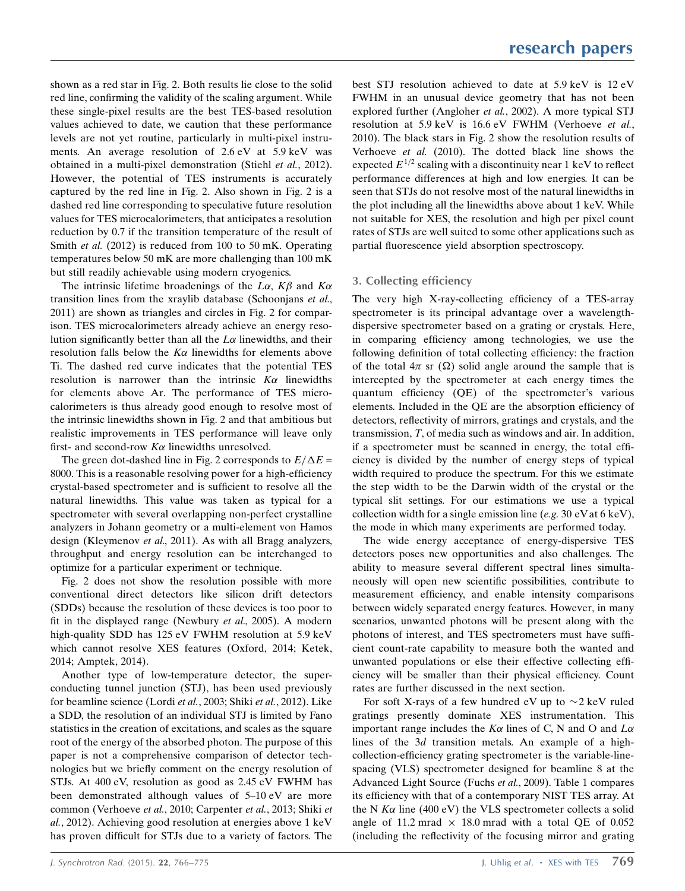shown as a red star in Fig. 2. Both results lie close to the solid red line, confirming the validity of the scaling argument. While these single-pixel results are the best TES-based resolution values achieved to date, we caution that these performance levels are not yet routine, particularly in multi-pixel instruments. An average resolution of 2.6 eV at 5.9 keV was obtained in a multi-pixel demonstration (Stiehl *et al.*, 2012). However, the potential of TES instruments is accurately captured by the red line in Fig. 2. Also shown in Fig. 2 is a dashed red line corresponding to speculative future resolution values for TES microcalorimeters, that anticipates a resolution reduction by 0.7 if the transition temperature of the result of Smith *et al.* (2012) is reduced from 100 to 50 mK. Operating temperatures below 50 mK are more challenging than 100 mK but still readily achievable using modern cryogenics.

The intrinsic lifetime broadenings of the $L\alpha$, $K\beta$ and $K\alpha$ transition lines from the xraylib database (Schoonjans *et al.*, 2011) are shown as triangles and circles in Fig. 2 for comparison. TES microcalorimeters already achieve an energy resolution significantly better than all the $L\alpha$ linewidths, and their resolution falls below the $K\alpha$ linewidths for elements above Ti. The dashed red curve indicates that the potential TES resolution is narrower than the intrinsic $K\alpha$ linewidths for elements above Ar. The performance of TES microcalorimeters is thus already good enough to resolve most of the intrinsic linewidths shown in Fig. 2 and that ambitious but realistic improvements in TES performance will leave only first- and second-row $K\alpha$ linewidths unresolved.

The green dot-dashed line in Fig. 2 corresponds to $E/\Delta E$ = 8000. This is a reasonable resolving power for a high-efficiency crystal-based spectrometer and is sufficient to resolve all the natural linewidths. This value was taken as typical for a spectrometer with several overlapping non-perfect crystalline analyzers in Johann geometry or a multi-element von Hamos design (Kleymenov *et al.*, 2011). As with all Bragg analyzers, throughput and energy resolution can be interchanged to optimize for a particular experiment or technique.

Fig. 2 does not show the resolution possible with more conventional direct detectors like silicon drift detectors (SDDs) because the resolution of these devices is too poor to fit in the displayed range (Newbury *et al.*, 2005). A modern high-quality SDD has 125 eV FWHM resolution at 5.9 keV which cannot resolve XES features (Oxford, 2014; Ketek, 2014; Amptek, 2014).

Another type of low-temperature detector, the superconducting tunnel junction (STJ), has been used previously for beamline science (Lordi *et al.*, 2003; Shiki *et al.*, 2012). Like a SDD, the resolution of an individual STJ is limited by Fano statistics in the creation of excitations, and scales as the square root of the energy of the absorbed photon. The purpose of this paper is not a comprehensive comparison of detector technologies but we briefly comment on the energy resolution of STJs. At 400 eV, resolution as good as 2.45 eV FWHM has been demonstrated although values of 5–10 eV are more common (Verhoeve *et al.*, 2010; Carpenter *et al.*, 2013; Shiki *et al.*, 2012). Achieving good resolution at energies above 1 keV has proven difficult for STJs due to a variety of factors. The best STJ resolution achieved to date at 5.9 keV is 12 eV FWHM in an unusual device geometry that has not been explored further (Angloher *et al.*, 2002). A more typical STJ resolution at 5.9 keV is 16.6 eV FWHM (Verhoeve *et al.*, 2010). The black stars in Fig. 2 show the resolution results of Verhoeve *et al.* (2010). The dotted black line shows the expected $E^{1/2}$ scaling with a discontinuity near 1 keV to reflect performance differences at high and low energies. It can be seen that STJs do not resolve most of the natural linewidths in the plot including all the linewidths above about 1 keV. While not suitable for XES, the resolution and high per pixel count rates of STJs are well suited to some other applications such as partial fluorescence yield absorption spectroscopy.

## 3. Collecting efficiency

The very high X-ray-collecting efficiency of a TES-array spectrometer is its principal advantage over a wavelength-dispersive spectrometer based on a grating or crystals. Here, in comparing efficiency among technologies, we use the following definition of total collecting efficiency: the fraction of the total $4\pi$ sr ($\Omega$) solid angle around the sample that is intercepted by the spectrometer at each energy times the quantum efficiency (QE) of the spectrometer's various elements. Included in the QE are the absorption efficiency of detectors, reflectivity of mirrors, gratings and crystals, and the transmission, $T$, of media such as windows and air. In addition, if a spectrometer must be scanned in energy, the total efficiency is divided by the number of energy steps of typical width required to produce the spectrum. For this we estimate the step width to be the Darwin width of the crystal or the typical slit settings. For our estimations we use a typical collection width for a single emission line (*e.g.* 30 eV at 6 keV), the mode in which many experiments are performed today.

The wide energy acceptance of energy-dispersive TES detectors poses new opportunities and also challenges. The ability to measure several different spectral lines simultaneously will open new scientific possibilities, contribute to measurement efficiency, and enable intensity comparisons between widely separated energy features. However, in many scenarios, unwanted photons will be present along with the photons of interest, and TES spectrometers must have sufficient count-rate capability to measure both the wanted and unwanted populations or else their effective collecting efficiency will be smaller than their physical efficiency. Count rates are further discussed in the next section.

For soft X-rays of a few hundred eV up to ~2 keV ruled gratings presently dominate XES instrumentation. This important range includes the $K\alpha$ lines of C, N and O and $L\alpha$ lines of the 3*d* transition metals. An example of a high-collection-efficiency grating spectrometer is the variable-line-spacing (VLS) spectrometer designed for beamline 8 at the Advanced Light Source (Fuchs *et al.*, 2009). Table 1 compares its efficiency with that of a contemporary NIST TES array. At the N $K\alpha$ line (400 eV) the VLS spectrometer collects a solid angle of 11.2 mrad × 18.0 mrad with a total QE of 0.052 (including the reflectivity of the focusing mirror and grating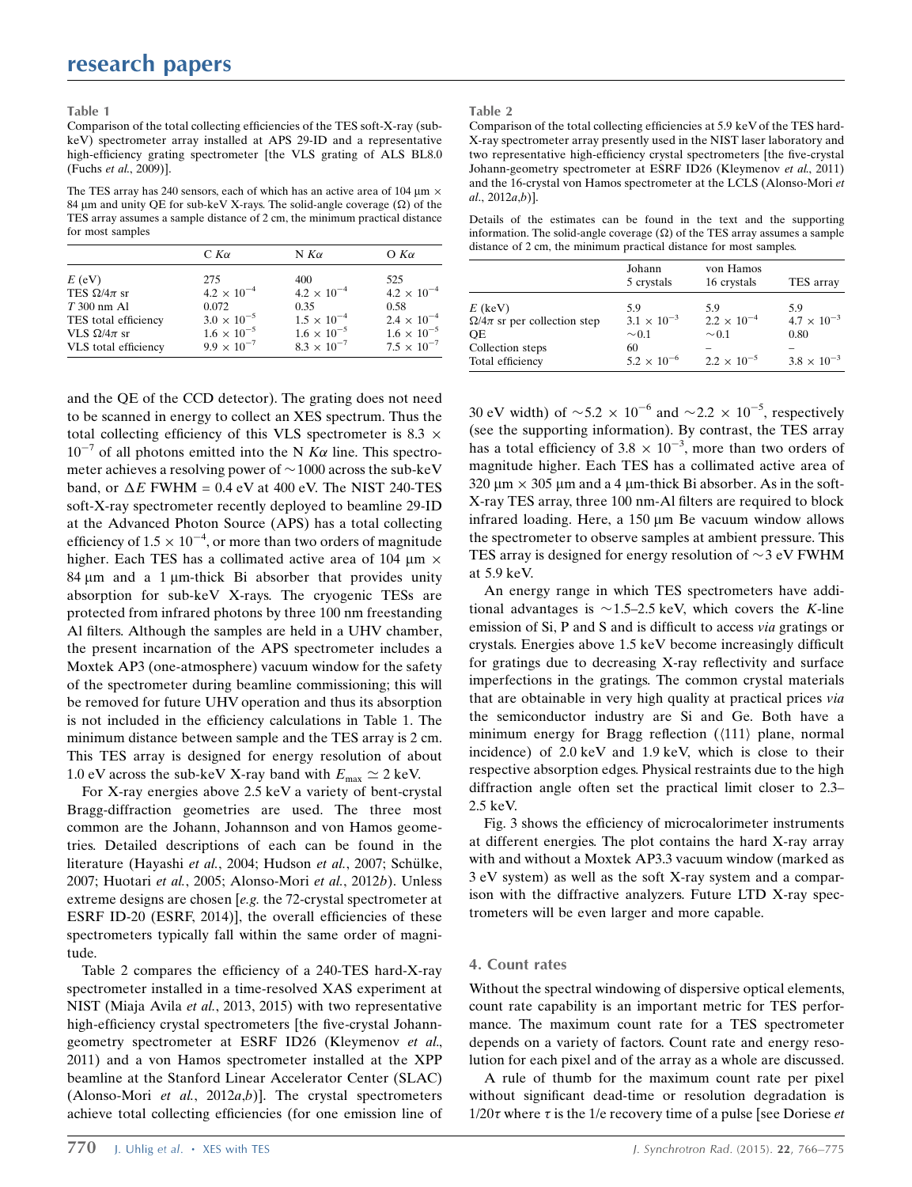**Table 1**
Comparison of the total collecting efficiencies of the TES soft-X-ray (sub-keV) spectrometer array installed at APS 29-ID and a representative high-efficiency grating spectrometer [the VLS grating of ALS BL8.0 (Fuchs *et al.*, 2009)].

The TES array has 240 sensors, each of which has an active area of 104 µm × 84 µm and unity QE for sub-keV X-rays. The solid-angle coverage (Ω) of the TES array assumes a sample distance of 2 cm, the minimum practical distance for most samples

| | C $K\alpha$ | N $K\alpha$ | O $K\alpha$ |
|---|---|---|---|
| $E$ (eV) | 275 | 400 | 525 |
| TES $\Omega/4\pi$ sr | $4.2 \times 10^{-4}$ | $4.2 \times 10^{-4}$ | $4.2 \times 10^{-4}$ |
| $T$ 300 nm Al | 0.072 | 0.35 | 0.58 |
| TES total efficiency | $3.0 \times 10^{-5}$ | $1.5 \times 10^{-4}$ | $2.4 \times 10^{-4}$ |
| VLS $\Omega/4\pi$ sr | $1.6 \times 10^{-5}$ | $1.6 \times 10^{-5}$ | $1.6 \times 10^{-5}$ |
| VLS total efficiency | $9.9 \times 10^{-7}$ | $8.3 \times 10^{-7}$ | $7.5 \times 10^{-7}$ |

and the QE of the CCD detector). The grating does not need to be scanned in energy to collect an XES spectrum. Thus the total collecting efficiency of this VLS spectrometer is $8.3 \times 10^{-7}$ of all photons emitted into the N $K\alpha$ line. This spectrometer achieves a resolving power of ~1000 across the sub-keV band, or $\Delta E$ FWHM = 0.4 eV at 400 eV. The NIST 240-TES soft-X-ray spectrometer recently deployed to beamline 29-ID at the Advanced Photon Source (APS) has a total collecting efficiency of $1.5 \times 10^{-4}$, or more than two orders of magnitude higher. Each TES has a collimated active area of 104 µm × 84 µm and a 1 µm-thick Bi absorber that provides unity absorption for sub-keV X-rays. The cryogenic TESs are protected from infrared photons by three 100 nm freestanding Al filters. Although the samples are held in a UHV chamber, the present incarnation of the APS spectrometer includes a Moxtek AP3 (one-atmosphere) vacuum window for the safety of the spectrometer during beamline commissioning; this will be removed for future UHV operation and thus its absorption is not included in the efficiency calculations in Table 1. The minimum distance between sample and the TES array is 2 cm. This TES array is designed for energy resolution of about 1.0 eV across the sub-keV X-ray band with $E_{max} \simeq 2$ keV.

For X-ray energies above 2.5 keV a variety of bent-crystal Bragg-diffraction geometries are used. The three most common are the Johann, Johansson and von Hamos geometries. Detailed descriptions of each can be found in the literature (Hayashi *et al.*, 2004; Hudson *et al.*, 2007; Schülke, 2007; Huotari *et al.*, 2005; Alonso-Mori *et al.*, 2012*b*). Unless extreme designs are chosen [*e.g.* the 72-crystal spectrometer at ESRF ID-20 (ESRF, 2014)], the overall efficiencies of these spectrometers typically fall within the same order of magnitude.

Table 2 compares the efficiency of a 240-TES hard-X-ray spectrometer installed in a time-resolved XAS experiment at NIST (Miaja Avila *et al.*, 2013, 2015) with two representative high-efficiency crystal spectrometers [the five-crystal Johann-geometry spectrometer at ESRF ID26 (Kleymenov *et al.*, 2011) and a von Hamos spectrometer installed at the XPP beamline at the Stanford Linear Accelerator Center (SLAC) (Alonso-Mori *et al.*, 2012*a*,*b*)]. The crystal spectrometers achieve total collecting efficiencies (for one emission line of

**Table 2**
Comparison of the total collecting efficiencies at 5.9 keV of the TES hard-X-ray spectrometer array presently used in the NIST laser laboratory and two representative high-efficiency crystal spectrometers [the five-crystal Johann-geometry spectrometer at ESRF ID26 (Kleymenov *et al.*, 2011) and the 16-crystal von Hamos spectrometer at the LCLS (Alonso-Mori *et al.*, 2012*a*,*b*)].

Details of the estimates can be found in the text and the supporting information. The solid-angle coverage (Ω) of the TES array assumes a sample distance of 2 cm, the minimum practical distance for most samples.

| | Johann 5 crystals | von Hamos 16 crystals | TES array |
|---|---|---|---|
| $E$ (keV) | 5.9 | 5.9 | 5.9 |
| $\Omega/4\pi$ sr per collection step | $3.1 \times 10^{-3}$ | $2.2 \times 10^{-4}$ | $4.7 \times 10^{-3}$ |
| QE | ~0.1 | ~0.1 | 0.80 |
| Collection steps | 60 | – | – |
| Total efficiency | $5.2 \times 10^{-6}$ | $2.2 \times 10^{-5}$ | $3.8 \times 10^{-3}$ |

30 eV width) of ~$5.2 \times 10^{-6}$ and ~$2.2 \times 10^{-5}$, respectively (see the supporting information). By contrast, the TES array has a total efficiency of $3.8 \times 10^{-3}$, more than two orders of magnitude higher. Each TES has a collimated active area of 320 µm × 305 µm and a 4 µm-thick Bi absorber. As in the soft-X-ray TES array, three 100 nm-Al filters are required to block infrared loading. Here, a 150 µm Be vacuum window allows the spectrometer to observe samples at ambient pressure. This TES array is designed for energy resolution of ~3 eV FWHM at 5.9 keV.

An energy range in which TES spectrometers have additional advantages is ~1.5–2.5 keV, which covers the $K$-line emission of Si, P and S and is difficult to access *via* gratings or crystals. Energies above 1.5 keV become increasingly difficult for gratings due to decreasing X-ray reflectivity and surface imperfections in the gratings. The common crystal materials that are obtainable in very high quality at practical prices *via* the semiconductor industry are Si and Ge. Both have a minimum energy for Bragg reflection (⟨111⟩ plane, normal incidence) of 2.0 keV and 1.9 keV, which is close to their respective absorption edges. Physical restraints due to the high diffraction angle often set the practical limit closer to 2.3–2.5 keV.

Fig. 3 shows the efficiency of microcalorimeter instruments at different energies. The plot contains the hard X-ray array with and without a Moxtek AP3.3 vacuum window (marked as 3 eV system) as well as the soft X-ray system and a comparison with the diffractive analyzers. Future LTD X-ray spectrometers will be even larger and more capable.

## 4. Count rates

Without the spectral windowing of dispersive optical elements, count rate capability is an important metric for TES performance. The maximum count rate for a TES spectrometer depends on a variety of factors. Count rate and energy resolution for each pixel and of the array as a whole are discussed.

A rule of thumb for the maximum count rate per pixel without significant dead-time or resolution degradation is $1/20\tau$ where $\tau$ is the 1/e recovery time of a pulse [see Doriese *et*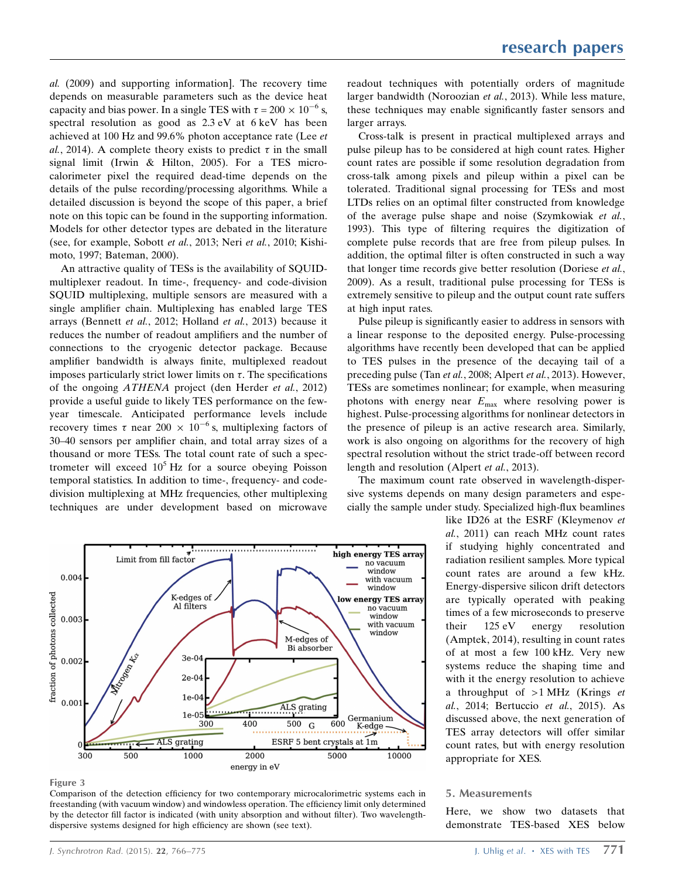al. (2009) and supporting information]. The recovery time depends on measurable parameters such as the device heat capacity and bias power. In a single TES with $\tau = 200 \times 10^{-6}$ s, spectral resolution as good as 2.3 eV at 6 keV has been achieved at 100 Hz and 99.6% photon acceptance rate (Lee *et al.*, 2014). A complete theory exists to predict $\tau$ in the small signal limit (Irwin & Hilton, 2005). For a TES microcalorimeter pixel the required dead-time depends on the details of the pulse recording/processing algorithms. While a detailed discussion is beyond the scope of this paper, a brief note on this topic can be found in the supporting information. Models for other detector types are debated in the literature (see, for example, Sobott *et al.*, 2013; Neri *et al.*, 2010; Kishimoto, 1997; Bateman, 2000).

An attractive quality of TESs is the availability of SQUID-multiplexer readout. In time-, frequency- and code-division SQUID multiplexing, multiple sensors are measured with a single amplifier chain. Multiplexing has enabled large TES arrays (Bennett *et al.*, 2012; Holland *et al.*, 2013) because it reduces the number of readout amplifiers and the number of connections to the cryogenic detector package. Because amplifier bandwidth is always finite, multiplexed readout imposes particularly strict lower limits on $\tau$. The specifications of the ongoing *ATHENA* project (den Herder *et al.*, 2012) provide a useful guide to likely TES performance on the few-year timescale. Anticipated performance levels include recovery times $\tau$ near $200 \times 10^{-6}$ s, multiplexing factors of 30–40 sensors per amplifier chain, and total array sizes of a thousand or more TESs. The total count rate of such a spectrometer will exceed $10^5$ Hz for a source obeying Poisson temporal statistics. In addition to time-, frequency- and code-division multiplexing at MHz frequencies, other multiplexing techniques are under development based on microwave readout techniques with potentially orders of magnitude larger bandwidth (Noroozian *et al.*, 2013). While less mature, these techniques may enable significantly faster sensors and larger arrays.

Cross-talk is present in practical multiplexed arrays and pulse pileup has to be considered at high count rates. Higher count rates are possible if some resolution degradation from cross-talk among pixels and pileup within a pixel can be tolerated. Traditional signal processing for TESs and most LTDs relies on an optimal filter constructed from knowledge of the average pulse shape and noise (Szymkowiak *et al.*, 1993). This type of filtering requires the digitization of complete pulse records that are free from pileup pulses. In addition, the optimal filter is often constructed in such a way that longer time records give better resolution (Doriese *et al.*, 2009). As a result, traditional pulse processing for TESs is extremely sensitive to pileup and the output count rate suffers at high input rates.

Pulse pileup is significantly easier to address in sensors with a linear response to the deposited energy. Pulse-processing algorithms have recently been developed that can be applied to TES pulses in the presence of the decaying tail of a preceding pulse (Tan *et al.*, 2008; Alpert *et al.*, 2013). However, TESs are sometimes nonlinear; for example, when measuring photons with energy near $E_{max}$ where resolving power is highest. Pulse-processing algorithms for nonlinear detectors in the presence of pileup is an active research area. Similarly, work is also ongoing on algorithms for the recovery of high spectral resolution without the strict trade-off between record length and resolution (Alpert *et al.*, 2013).

The maximum count rate observed in wavelength-dispersive systems depends on many design parameters and especially the sample under study. Specialized high-flux beamlines like ID26 at the ESRF (Kleymenov *et al.*, 2011) can reach MHz count rates if studying highly concentrated and radiation resilient samples. More typical count rates are around a few kHz. Energy-dispersive silicon drift detectors are typically operated with peaking times of a few microseconds to preserve their 125 eV energy resolution (Amptek, 2014), resulting in count rates of at most a few 100 kHz. Very new systems reduce the shaping time and with it the energy resolution to achieve a throughput of >1 MHz (Krings *et al.*, 2014; Bertuccio *et al.*, 2015). As discussed above, the next generation of TES array detectors will offer similar count rates, but with energy resolution appropriate for XES.

**Figure 3**
Comparison of the detection efficiency for two contemporary microcalorimetric systems each in freestanding (with vacuum window) and windowless operation. The efficiency limit only determined by the detector fill factor is indicated (with unity absorption and without filter). Two wavelength-dispersive systems designed for high efficiency are shown (see text).

## 5. Measurements

Here, we show two datasets that demonstrate TES-based XES below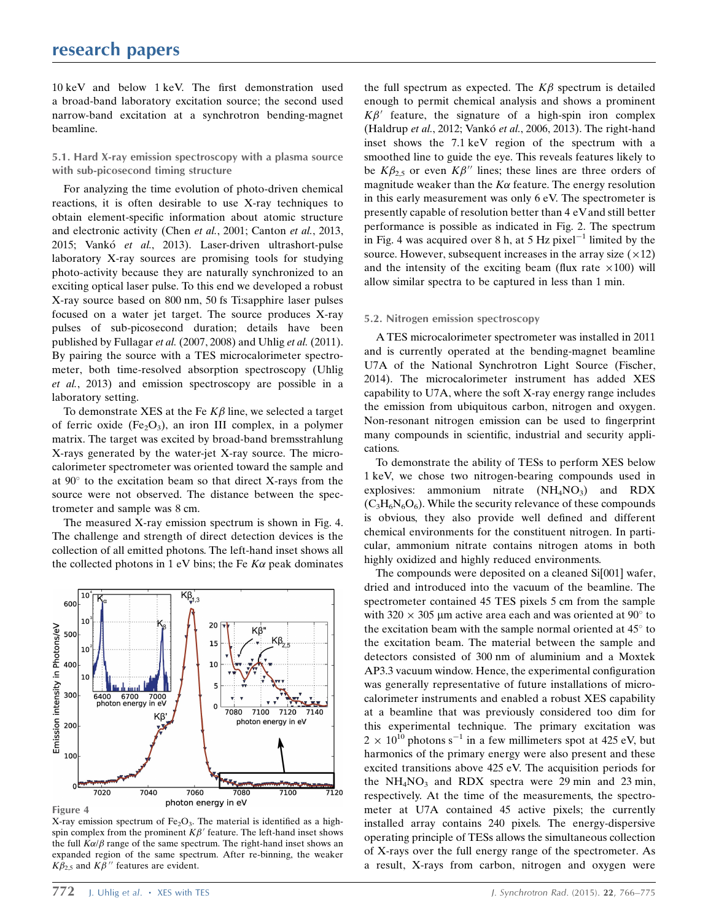10 keV and below 1 keV. The first demonstration used a broad-band laboratory excitation source; the second used narrow-band excitation at a synchrotron bending-magnet beamline.

### 5.1. Hard X-ray emission spectroscopy with a plasma source with sub-picosecond timing structure

For analyzing the time evolution of photo-driven chemical reactions, it is often desirable to use X-ray techniques to obtain element-specific information about atomic structure and electronic activity (Chen *et al.*, 2001; Canton *et al.*, 2013, 2015; Vankó *et al.*, 2013). Laser-driven ultrashort-pulse laboratory X-ray sources are promising tools for studying photo-activity because they are naturally synchronized to an exciting optical laser pulse. To this end we developed a robust X-ray source based on 800 nm, 50 fs Ti:sapphire laser pulses focused on a water jet target. The source produces X-ray pulses of sub-picosecond duration; details have been published by Fullagar *et al.* (2007, 2008) and Uhlig *et al.* (2011). By pairing the source with a TES microcalorimeter spectrometer, both time-resolved absorption spectroscopy (Uhlig *et al.*, 2013) and emission spectroscopy are possible in a laboratory setting.

To demonstrate XES at the Fe $K\beta$ line, we selected a target of ferric oxide ($Fe_2O_3$), an iron III complex, in a polymer matrix. The target was excited by broad-band bremsstrahlung X-rays generated by the water-jet X-ray source. The microcalorimeter spectrometer was oriented toward the sample and at 90° to the excitation beam so that direct X-rays from the source were not observed. The distance between the spectrometer and sample was 8 cm.

The measured X-ray emission spectrum is shown in Fig. 4. The challenge and strength of direct detection devices is the collection of all emitted photons. The left-hand inset shows all the collected photons in 1 eV bins; the Fe $K\alpha$ peak dominates the full spectrum as expected. The $K\beta$ spectrum is detailed enough to permit chemical analysis and shows a prominent $K\beta'$ feature, the signature of a high-spin iron complex (Haldrup *et al.*, 2012; Vankó *et al.*, 2006, 2013). The right-hand inset shows the 7.1 keV region of the spectrum with a smoothed line to guide the eye. This reveals features likely to be $K\beta_{2,5}$ or even $K\beta''$ lines; these lines are three orders of magnitude weaker than the $K\alpha$ feature. The energy resolution in this early measurement was only 6 eV. The spectrometer is presently capable of resolution better than 4 eV and still better performance is possible as indicated in Fig. 2. The spectrum in Fig. 4 was acquired over 8 h, at 5 Hz pixel$^{-1}$ limited by the source. However, subsequent increases in the array size (×12) and the intensity of the exciting beam (flux rate ×100) will allow similar spectra to be captured in less than 1 min.

**Figure 4**
X-ray emission spectrum of $Fe_2O_3$. The material is identified as a high-spin complex from the prominent $K\beta'$ feature. The left-hand inset shows the full $K\alpha/\beta$ range of the same spectrum. The right-hand inset shows an expanded region of the same spectrum. After re-binning, the weaker $K\beta_{2,5}$ and $K\beta''$ features are evident.

### 5.2. Nitrogen emission spectroscopy

A TES microcalorimeter spectrometer was installed in 2011 and is currently operated at the bending-magnet beamline U7A of the National Synchrotron Light Source (Fischer, 2014). The microcalorimeter instrument has added XES capability to U7A, where the soft X-ray energy range includes the emission from ubiquitous carbon, nitrogen and oxygen. Non-resonant nitrogen emission can be used to fingerprint many compounds in scientific, industrial and security applications.

To demonstrate the ability of TESs to perform XES below 1 keV, we chose two nitrogen-bearing compounds used in explosives: ammonium nitrate ($NH_4NO_3$) and RDX ($C_3H_6N_6O_6$). While the security relevance of these compounds is obvious, they also provide well defined and different chemical environments for the constituent nitrogen. In particular, ammonium nitrate contains nitrogen atoms in both highly oxidized and highly reduced environments.

The compounds were deposited on a cleaned Si[001] wafer, dried and introduced into the vacuum of the beamline. The spectrometer contained 45 TES pixels 5 cm from the sample with 320 × 305 µm active area each and was oriented at 90° to the excitation beam with the sample normal oriented at 45° to the excitation beam. The material between the sample and detectors consisted of 300 nm of aluminium and a Moxtek AP3.3 vacuum window. Hence, the experimental configuration was generally representative of future installations of microcalorimeter instruments and enabled a robust XES capability at a beamline that was previously considered too dim for this experimental technique. The primary excitation was $2 \times 10^{10}$ photons s$^{-1}$ in a few millimeters spot at 425 eV, but harmonics of the primary energy were also present and these excited transitions above 425 eV. The acquisition periods for the $NH_4NO_3$ and RDX spectra were 29 min and 23 min, respectively. At the time of the measurements, the spectrometer at U7A contained 45 active pixels; the currently installed array contains 240 pixels. The energy-dispersive operating principle of TESs allows the simultaneous collection of X-rays over the full energy range of the spectrometer. As a result, X-rays from carbon, nitrogen and oxygen were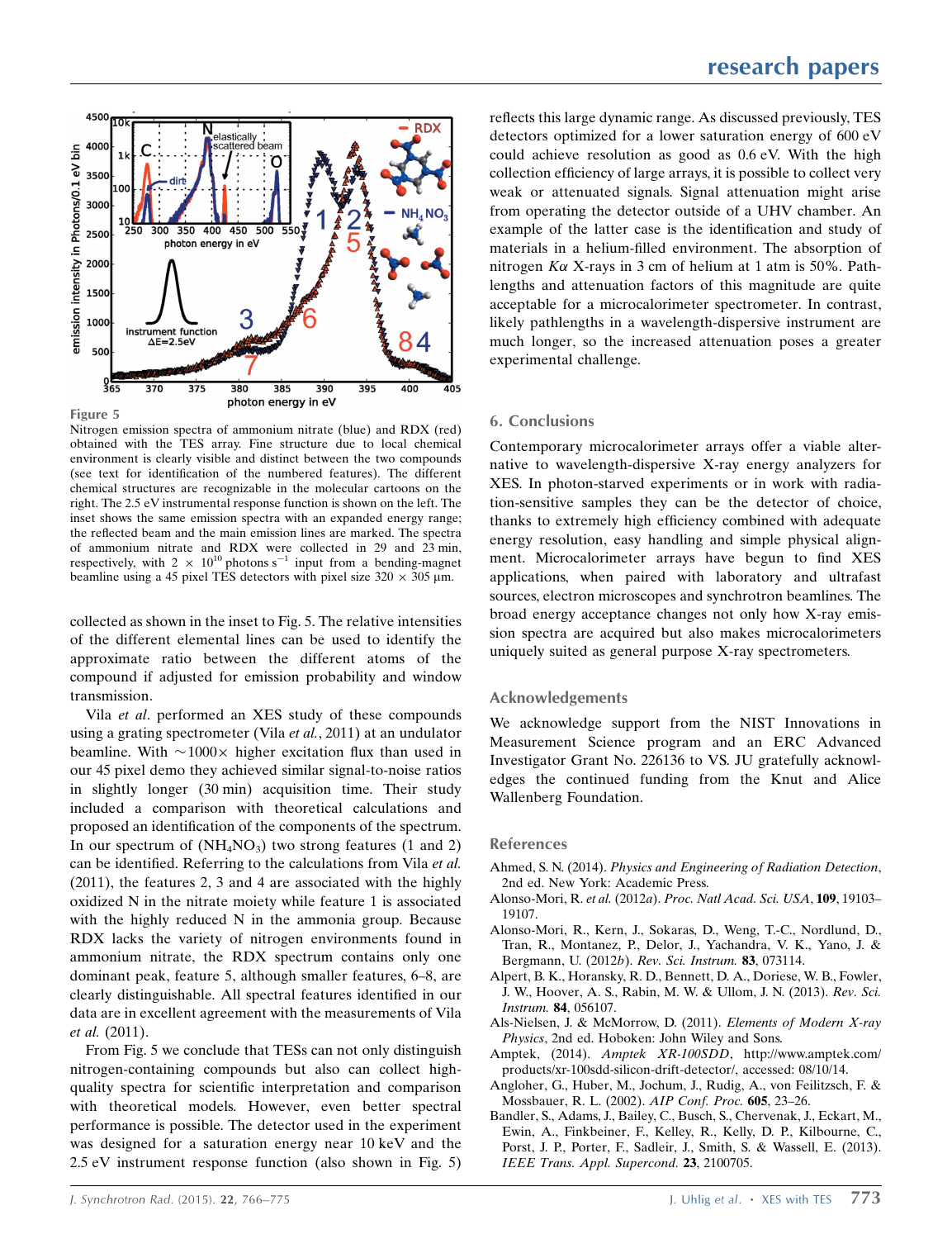Figure 5

Nitrogen emission spectra of ammonium nitrate (blue) and RDX (red) obtained with the TES array. Fine structure due to local chemical environment is clearly visible and distinct between the two compounds (see text for identification of the numbered features). The different chemical structures are recognizable in the molecular cartoons on the right. The 2.5 eV instrumental response function is shown on the left. The inset shows the same emission spectra with an expanded energy range; the reflected beam and the main emission lines are marked. The spectra of ammonium nitrate and RDX were collected in 29 and 23 min, respectively, with $2 \times 10^{10}$ photons $s^{-1}$ input from a bending-magnet beamline using a 45 pixel TES detectors with pixel size $320 \times 305$ µm.

collected as shown in the inset to Fig. 5. The relative intensities of the different elemental lines can be used to identify the approximate ratio between the different atoms of the compound if adjusted for emission probability and window transmission.

Vila *et al*. performed an XES study of these compounds using a grating spectrometer (Vila *et al.*, 2011) at an undulator beamline. With $\sim$1000$\times$ higher excitation flux than used in our 45 pixel demo they achieved similar signal-to-noise ratios in slightly longer (30 min) acquisition time. Their study included a comparison with theoretical calculations and proposed an identification of the components of the spectrum. In our spectrum of ($NH_4NO_3$) two strong features (1 and 2) can be identified. Referring to the calculations from Vila *et al.* (2011), the features 2, 3 and 4 are associated with the highly oxidized N in the nitrate moiety while feature 1 is associated with the highly reduced N in the ammonia group. Because RDX lacks the variety of nitrogen environments found in ammonium nitrate, the RDX spectrum contains only one dominant peak, feature 5, although smaller features, 6–8, are clearly distinguishable. All spectral features identified in our data are in excellent agreement with the measurements of Vila *et al.* (2011).

From Fig. 5 we conclude that TESs can not only distinguish nitrogen-containing compounds but also can collect high-quality spectra for scientific interpretation and comparison with theoretical models. However, even better spectral performance is possible. The detector used in the experiment was designed for a saturation energy near 10 keV and the 2.5 eV instrument response function (also shown in Fig. 5) reflects this large dynamic range. As discussed previously, TES detectors optimized for a lower saturation energy of 600 eV could achieve resolution as good as 0.6 eV. With the high collection efficiency of large arrays, it is possible to collect very weak or attenuated signals. Signal attenuation might arise from operating the detector outside of a UHV chamber. An example of the latter case is the identification and study of materials in a helium-filled environment. The absorption of nitrogen $K\alpha$ X-rays in 3 cm of helium at 1 atm is 50%. Path-lengths and attenuation factors of this magnitude are quite acceptable for a microcalorimeter spectrometer. In contrast, likely pathlengths in a wavelength-dispersive instrument are much longer, so the increased attenuation poses a greater experimental challenge.

## 6. Conclusions

Contemporary microcalorimeter arrays offer a viable alternative to wavelength-dispersive X-ray energy analyzers for XES. In photon-starved experiments or in work with radiation-sensitive samples they can be the detector of choice, thanks to extremely high efficiency combined with adequate energy resolution, easy handling and simple physical alignment. Microcalorimeter arrays have begun to find XES applications, when paired with laboratory and ultrafast sources, electron microscopes and synchrotron beamlines. The broad energy acceptance changes not only how X-ray emission spectra are acquired but also makes microcalorimeters uniquely suited as general purpose X-ray spectrometers.

### Acknowledgements

We acknowledge support from the NIST Innovations in Measurement Science program and an ERC Advanced Investigator Grant No. 226136 to VS. JU gratefully acknowledges the continued funding from the Knut and Alice Wallenberg Foundation.

### References

Ahmed, S. N. (2014). *Physics and Engineering of Radiation Detection*, 2nd ed. New York: Academic Press.

Alonso-Mori, R. *et al.* (2012*a*). *Proc. Natl Acad. Sci. USA*, **109**, 19103–19107.

Alonso-Mori, R., Kern, J., Sokaras, D., Weng, T.-C., Nordlund, D., Tran, R., Montanez, P., Delor, J., Yachandra, V. K., Yano, J. & Bergmann, U. (2012*b*). *Rev. Sci. Instrum.* **83**, 073114.

Alpert, B. K., Horansky, R. D., Bennett, D. A., Doriese, W. B., Fowler, J. W., Hoover, A. S., Rabin, M. W. & Ullom, J. N. (2013). *Rev. Sci. Instrum.* **84**, 056107.

Als-Nielsen, J. & McMorrow, D. (2011). *Elements of Modern X-ray Physics*, 2nd ed. Hoboken: John Wiley and Sons.

Amptek, (2014). *Amptek XR-100SDD*, http://www.amptek.com/products/xr-100sdd-silicon-drift-detector/, accessed: 08/10/14.

Angloher, G., Huber, M., Jochum, J., Rudig, A., von Feilitzsch, F. & Mossbauer, R. L. (2002). *AIP Conf. Proc.* **605**, 23–26.

Bandler, S., Adams, J., Bailey, C., Busch, S., Chervenak, J., Eckart, M., Ewin, A., Finkbeiner, F., Kelley, R., Kelly, D. P., Kilbourne, C., Porst, J. P., Porter, F., Sadleir, J., Smith, S. & Wassell, E. (2013). *IEEE Trans. Appl. Supercond.* **23**, 2100705.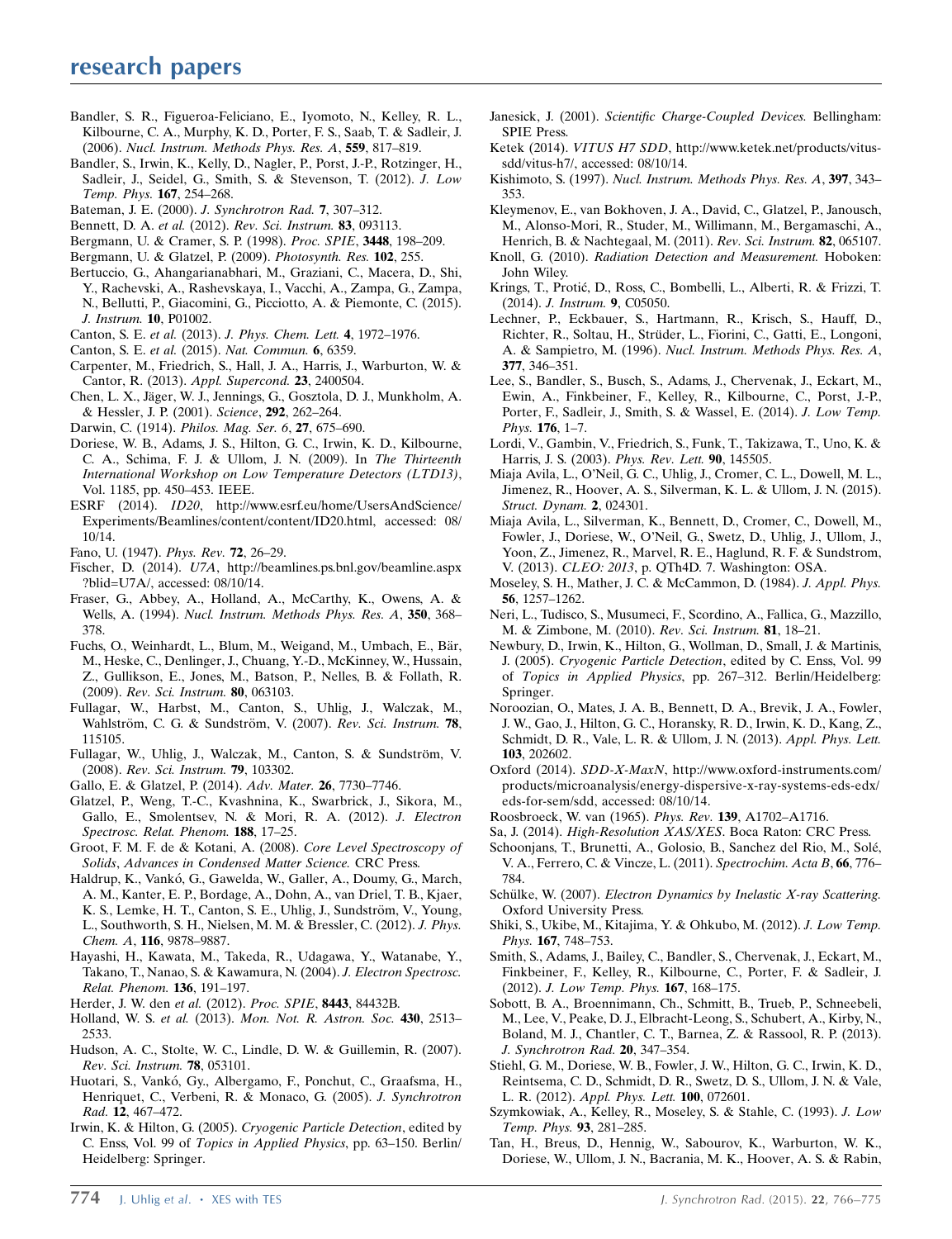Bandler, S. R., Figueroa-Feliciano, E., Iyomoto, N., Kelley, R. L., Kilbourne, C. A., Murphy, K. D., Porter, F. S., Saab, T. & Sadleir, J. (2006). *Nucl. Instrum. Methods Phys. Res. A*, **559**, 817–819.

Bandler, S., Irwin, K., Kelly, D., Nagler, P., Porst, J.-P., Rotzinger, H., Sadleir, J., Seidel, G., Smith, S. & Stevenson, T. (2012). *J. Low Temp. Phys.* **167**, 254–268.

Bateman, J. E. (2000). *J. Synchrotron Rad.* **7**, 307–312.

Bennett, D. A. *et al.* (2012). *Rev. Sci. Instrum.* **83**, 093113.

Bergmann, U. & Cramer, S. P. (1998). *Proc. SPIE*, **3448**, 198–209.

Bergmann, U. & Glatzel, P. (2009). *Photosynth. Res.* **102**, 255.

Bertuccio, G., Ahangarianabhari, M., Graziani, C., Macera, D., Shi, Y., Rachevski, A., Rashevskaya, I., Vacchi, A., Zampa, G., Zampa, N., Bellutti, P., Giacomini, G., Picciotto, A. & Piemonte, C. (2015). *J. Instrum.* **10**, P01002.

Canton, S. E. *et al.* (2013). *J. Phys. Chem. Lett.* **4**, 1972–1976.

Canton, S. E. *et al.* (2015). *Nat. Commun.* **6**, 6359.

Carpenter, M., Friedrich, S., Hall, J. A., Harris, J., Warburton, W. & Cantor, R. (2013). *Appl. Supercond.* **23**, 2400504.

Chen, L. X., Jäger, W. J., Jennings, G., Gosztola, D. J., Munkholm, A. & Hessler, J. P. (2001). *Science*, **292**, 262–264.

Darwin, C. (1914). *Philos. Mag. Ser. 6*, **27**, 675–690.

Doriese, W. B., Adams, J. S., Hilton, G. C., Irwin, K. D., Kilbourne, C. A., Schima, F. J. & Ullom, J. N. (2009). In *The Thirteenth International Workshop on Low Temperature Detectors (LTD13)*, Vol. 1185, pp. 450–453. IEEE.

ESRF (2014). *ID20*, http://www.esrf.eu/home/UsersAndScience/Experiments/Beamlines/content/content/ID20.html, accessed: 08/10/14.

Fano, U. (1947). *Phys. Rev.* **72**, 26–29.

Fischer, D. (2014). *U7A*, http://beamlines.ps.bnl.gov/beamline.aspx?blid=U7A/, accessed: 08/10/14.

Fraser, G., Abbey, A., Holland, A., McCarthy, K., Owens, A. & Wells, A. (1994). *Nucl. Instrum. Methods Phys. Res. A*, **350**, 368–378.

Fuchs, O., Weinhardt, L., Blum, M., Weigand, M., Umbach, E., Bär, M., Heske, C., Denlinger, J., Chuang, Y.-D., McKinney, W., Hussain, Z., Gullikson, E., Jones, M., Batson, P., Nelles, B. & Follath, R. (2009). *Rev. Sci. Instrum.* **80**, 063103.

Fullagar, W., Harbst, M., Canton, S., Uhlig, J., Walczak, M., Wahlström, C. G. & Sundström, V. (2007). *Rev. Sci. Instrum.* **78**, 115105.

Fullagar, W., Uhlig, J., Walczak, M., Canton, S. & Sundström, V. (2008). *Rev. Sci. Instrum.* **79**, 103302.

Gallo, E. & Glatzel, P. (2014). *Adv. Mater.* **26**, 7730–7746.

Glatzel, P., Weng, T.-C., Kvashnina, K., Swarbrick, J., Sikora, M., Gallo, E., Smolentsev, N. & Mori, R. A. (2012). *J. Electron Spectrosc. Relat. Phenom.* **188**, 17–25.

Groot, F. M. F. de & Kotani, A. (2008). *Core Level Spectroscopy of Solids*, *Advances in Condensed Matter Science.* CRC Press.

Haldrup, K., Vankó, G., Gawelda, W., Galler, A., Doumy, G., March, A. M., Kanter, E. P., Bordage, A., Dohn, A., van Driel, T. B., Kjaer, K. S., Lemke, H. T., Canton, S. E., Uhlig, J., Sundström, V., Young, L., Southworth, S. H., Nielsen, M. M. & Bressler, C. (2012). *J. Phys. Chem. A*, **116**, 9878–9887.

Hayashi, H., Kawata, M., Takeda, R., Udagawa, Y., Watanabe, Y., Takano, T., Nanao, S. & Kawamura, N. (2004). *J. Electron Spectrosc. Relat. Phenom.* **136**, 191–197.

Herder, J. W. den *et al.* (2012). *Proc. SPIE*, **8443**, 84432B.

Holland, W. S. *et al.* (2013). *Mon. Not. R. Astron. Soc.* **430**, 2513–2533.

Hudson, A. C., Stolte, W. C., Lindle, D. W. & Guillemin, R. (2007). *Rev. Sci. Instrum.* **78**, 053101.

Huotari, S., Vankó, Gy., Albergamo, F., Ponchut, C., Graafsma, H., Henriquet, C., Verbeni, R. & Monaco, G. (2005). *J. Synchrotron Rad.* **12**, 467–472.

Irwin, K. & Hilton, G. (2005). *Cryogenic Particle Detection*, edited by C. Enss, Vol. 99 of *Topics in Applied Physics*, pp. 63–150. Berlin/Heidelberg: Springer.

Janesick, J. (2001). *Scientific Charge-Coupled Devices.* Bellingham: SPIE Press.

Ketek (2014). *VITUS H7 SDD*, http://www.ketek.net/products/vitus-sdd/vitus-h7/, accessed: 08/10/14.

Kishimoto, S. (1997). *Nucl. Instrum. Methods Phys. Res. A*, **397**, 343–353.

Kleymenov, E., van Bokhoven, J. A., David, C., Glatzel, P., Janousch, M., Alonso-Mori, R., Studer, M., Willimann, M., Bergamaschi, A., Henrich, B. & Nachtegaal, M. (2011). *Rev. Sci. Instrum.* **82**, 065107.

Knoll, G. (2010). *Radiation Detection and Measurement.* Hoboken: John Wiley.

Krings, T., Protić, D., Ross, C., Bombelli, L., Alberti, R. & Frizzi, T. (2014). *J. Instrum.* **9**, C05050.

Lechner, P., Eckbauer, S., Hartmann, R., Krisch, S., Hauff, D., Richter, R., Soltau, H., Strüder, L., Fiorini, C., Gatti, E., Longoni, A. & Sampietro, M. (1996). *Nucl. Instrum. Methods Phys. Res. A*, **377**, 346–351.

Lee, S., Bandler, S., Busch, S., Adams, J., Chervenak, J., Eckart, M., Ewin, A., Finkbeiner, F., Kelley, R., Kilbourne, C., Porst, J.-P., Porter, F., Sadleir, J., Smith, S. & Wassel, E. (2014). *J. Low Temp. Phys.* **176**, 1–7.

Lordi, V., Gambin, V., Friedrich, S., Funk, T., Takizawa, T., Uno, K. & Harris, J. S. (2003). *Phys. Rev. Lett.* **90**, 145505.

Miaja Avila, L., O'Neil, G. C., Uhlig, J., Cromer, C. L., Dowell, M. L., Jimenez, R., Hoover, A. S., Silverman, K. L. & Ullom, J. N. (2015). *Struct. Dynam.* **2**, 024301.

Miaja Avila, L., Silverman, K., Bennett, D., Cromer, C., Dowell, M., Fowler, J., Doriese, W., O'Neil, G., Swetz, D., Uhlig, J., Ullom, J., Yoon, Z., Jimenez, R., Marvel, R. E., Haglund, R. F. & Sundstrom, V. (2013). *CLEO: 2013*, p. QTh4D. 7. Washington: OSA.

Moseley, S. H., Mather, J. C. & McCammon, D. (1984). *J. Appl. Phys.* **56**, 1257–1262.

Neri, L., Tudisco, S., Musumeci, F., Scordino, A., Fallica, G., Mazzillo, M. & Zimbone, M. (2010). *Rev. Sci. Instrum.* **81**, 18–21.

Newbury, D., Irwin, K., Hilton, G., Wollman, D., Small, J. & Martinis, J. (2005). *Cryogenic Particle Detection*, edited by C. Enss, Vol. 99 of *Topics in Applied Physics*, pp. 267–312. Berlin/Heidelberg: Springer.

Noroozian, O., Mates, J. A. B., Bennett, D. A., Brevik, J. A., Fowler, J. W., Gao, J., Hilton, G. C., Horansky, R. D., Irwin, K. D., Kang, Z., Schmidt, D. R., Vale, L. R. & Ullom, J. N. (2013). *Appl. Phys. Lett.* **103**, 202602.

Oxford (2014). *SDD-X-MaxN*, http://www.oxford-instruments.com/products/microanalysis/energy-dispersive-x-ray-systems-eds-edx/eds-for-sem/sdd, accessed: 08/10/14.

Roosbroeck, W. van (1965). *Phys. Rev.* **139**, A1702–A1716.

Sa, J. (2014). *High-Resolution XAS/XES*. Boca Raton: CRC Press.

Schoonjans, T., Brunetti, A., Golosio, B., Sanchez del Rio, M., Solé, V. A., Ferrero, C. & Vincze, L. (2011). *Spectrochim. Acta B*, **66**, 776–784.

Schülke, W. (2007). *Electron Dynamics by Inelastic X-ray Scattering.* Oxford University Press.

Shiki, S., Ukibe, M., Kitajima, Y. & Ohkubo, M. (2012). *J. Low Temp. Phys.* **167**, 748–753.

Smith, S., Adams, J., Bailey, C., Bandler, S., Chervenak, J., Eckart, M., Finkbeiner, F., Kelley, R., Kilbourne, C., Porter, F. & Sadleir, J. (2012). *J. Low Temp. Phys.* **167**, 168–175.

Sobott, B. A., Broennimann, Ch., Schmitt, B., Trueb, P., Schneebeli, M., Lee, V., Peake, D. J., Elbracht-Leong, S., Schubert, A., Kirby, N., Boland, M. J., Chantler, C. T., Barnea, Z. & Rassool, R. P. (2013). *J. Synchrotron Rad.* **20**, 347–354.

Stiehl, G. M., Doriese, W. B., Fowler, J. W., Hilton, G. C., Irwin, K. D., Reintsema, C. D., Schmidt, D. R., Swetz, D. S., Ullom, J. N. & Vale, L. R. (2012). *Appl. Phys. Lett.* **100**, 072601.

Szymkowiak, A., Kelley, R., Moseley, S. & Stahle, C. (1993). *J. Low Temp. Phys.* **93**, 281–285.

Tan, H., Breus, D., Hennig, W., Sabourov, K., Warburton, W. K., Doriese, W., Ullom, J. N., Bacrania, M. K., Hoover, A. S. & Rabin,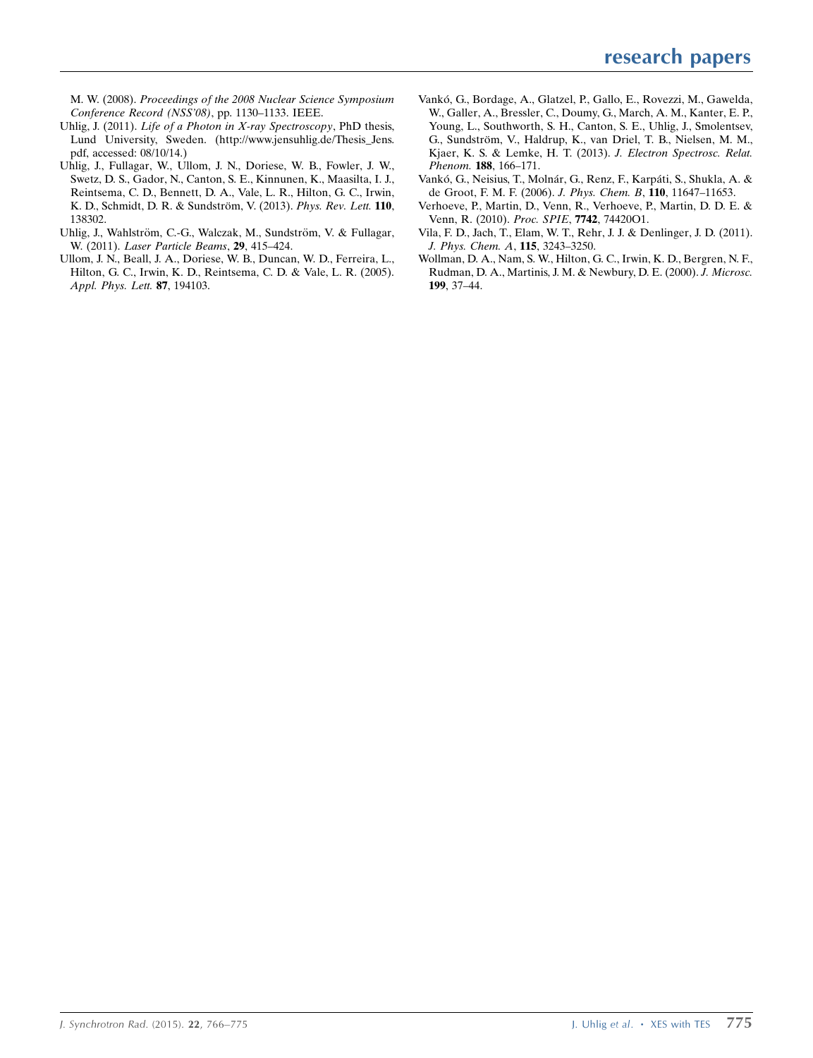M. W. (2008). *Proceedings of the 2008 Nuclear Science Symposium Conference Record (NSS'08)*, pp. 1130–1133. IEEE.

Uhlig, J. (2011). *Life of a Photon in X-ray Spectroscopy*, PhD thesis, Lund University, Sweden. (http://www.jensuhlig.de/Thesis_Jens.pdf, accessed: 08/10/14.)

Uhlig, J., Fullagar, W., Ullom, J. N., Doriese, W. B., Fowler, J. W., Swetz, D. S., Gador, N., Canton, S. E., Kinnunen, K., Maasilta, I. J., Reintsema, C. D., Bennett, D. A., Vale, L. R., Hilton, G. C., Irwin, K. D., Schmidt, D. R. & Sundström, V. (2013). *Phys. Rev. Lett.* **110**, 138302.

Uhlig, J., Wahlström, C.-G., Walczak, M., Sundström, V. & Fullagar, W. (2011). *Laser Particle Beams*, **29**, 415–424.

Ullom, J. N., Beall, J. A., Doriese, W. B., Duncan, W. D., Ferreira, L., Hilton, G. C., Irwin, K. D., Reintsema, C. D. & Vale, L. R. (2005). *Appl. Phys. Lett.* **87**, 194103.

Vankó, G., Bordage, A., Glatzel, P., Gallo, E., Rovezzi, M., Gawelda, W., Galler, A., Bressler, C., Doumy, G., March, A. M., Kanter, E. P., Young, L., Southworth, S. H., Canton, S. E., Uhlig, J., Smolentsev, G., Sundström, V., Haldrup, K., van Driel, T. B., Nielsen, M. M., Kjaer, K. S. & Lemke, H. T. (2013). *J. Electron Spectrosc. Relat. Phenom.* **188**, 166–171.

Vankó, G., Neisius, T., Molnár, G., Renz, F., Karpáti, S., Shukla, A. & de Groot, F. M. F. (2006). *J. Phys. Chem. B*, **110**, 11647–11653.

Verhoeve, P., Martin, D., Venn, R., Verhoeve, P., Martin, D. D. E. & Venn, R. (2010). *Proc. SPIE*, **7742**, 74420O1.

Vila, F. D., Jach, T., Elam, W. T., Rehr, J. J. & Denlinger, J. D. (2011). *J. Phys. Chem. A*, **115**, 3243–3250.

Wollman, D. A., Nam, S. W., Hilton, G. C., Irwin, K. D., Bergren, N. F., Rudman, D. A., Martinis, J. M. & Newbury, D. E. (2000). *J. Microsc.* **199**, 37–44.